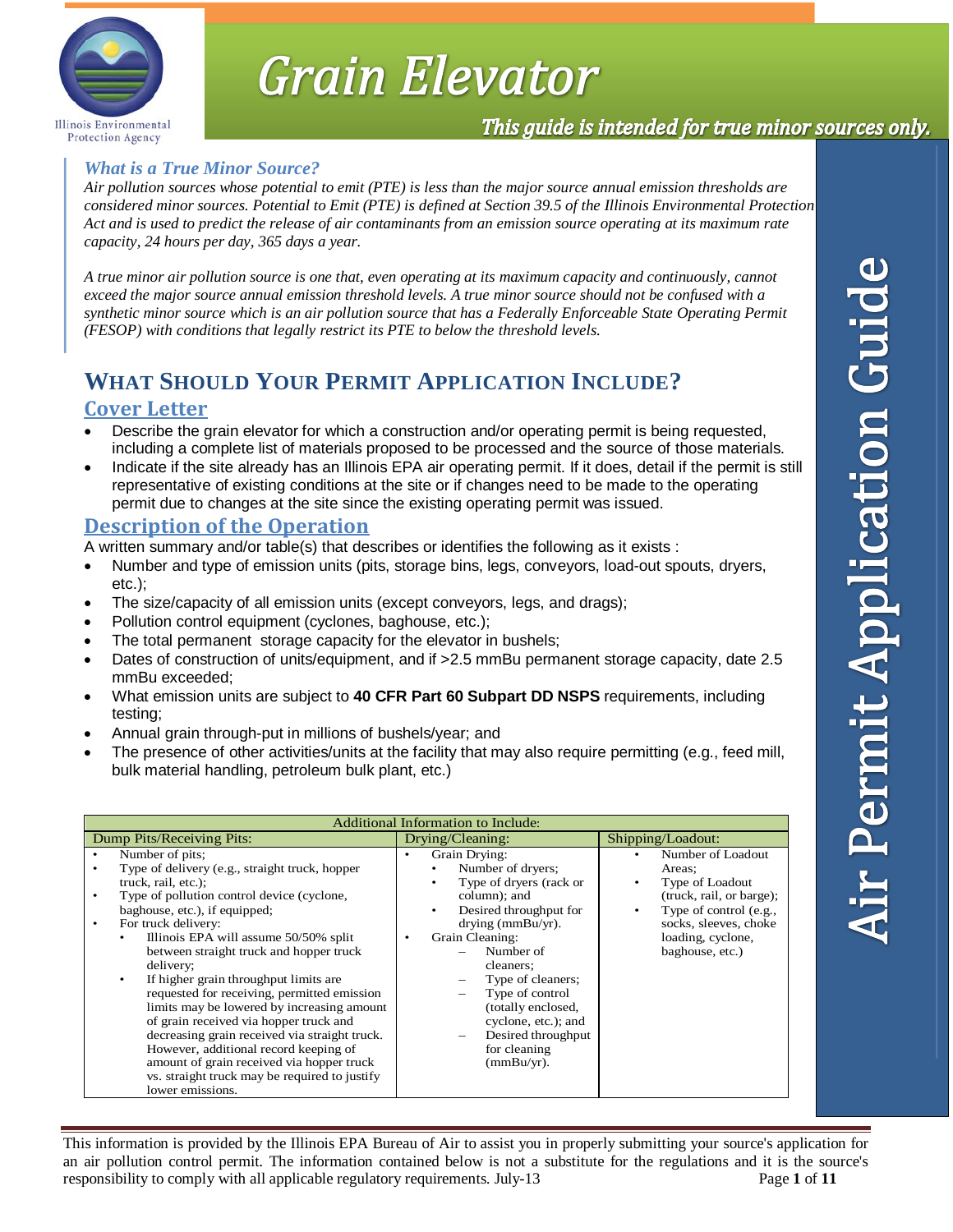# Grain Elevator

***This guide is intended for true minor sources only.***

Air Permit Application Guide

### *What is a True Minor Source?*

*Air pollution sources whose potential to emit (PTE) is less than the major source annual emission thresholds are considered minor sources. Potential to Emit (PTE) is defined at Section 39.5 of the Illinois Environmental Protection Act and is used to predict the release of air contaminants from an emission source operating at its maximum rate capacity, 24 hours per day, 365 days a year.*

*A true minor air pollution source is one that, even operating at its maximum capacity and continuously, cannot exceed the major source annual emission threshold levels. A true minor source should not be confused with a synthetic minor source which is an air pollution source that has a Federally Enforceable State Operating Permit (FESOP) with conditions that legally restrict its PTE to below the threshold levels.*

## WHAT SHOULD YOUR PERMIT APPLICATION INCLUDE?

### Cover Letter

- Describe the grain elevator for which a construction and/or operating permit is being requested, including a complete list of materials proposed to be processed and the source of those materials.
- Indicate if the site already has an Illinois EPA air operating permit. If it does, detail if the permit is still representative of existing conditions at the site or if changes need to be made to the operating permit due to changes at the site since the existing operating permit was issued.

### Description of the Operation

A written summary and/or table(s) that describes or identifies the following as it exists :

- Number and type of emission units (pits, storage bins, legs, conveyors, load-out spouts, dryers, etc.);
- The size/capacity of all emission units (except conveyors, legs, and drags);
- Pollution control equipment (cyclones, baghouse, etc.);
- The total permanent storage capacity for the elevator in bushels;
- Dates of construction of units/equipment, and if >2.5 mmBu permanent storage capacity, date 2.5 mmBu exceeded;
- What emission units are subject to **40 CFR Part 60 Subpart DD NSPS** requirements, including testing;
- Annual grain through-put in millions of bushels/year; and
- The presence of other activities/units at the facility that may also require permitting (e.g., feed mill, bulk material handling, petroleum bulk plant, etc.)

| Additional Information to Include: | | |
|---|---|---|
| Dump Pits/Receiving Pits: | Drying/Cleaning: | Shipping/Loadout: |
| • Number of pits;<br>• Type of delivery (e.g., straight truck, hopper truck, rail, etc.);<br>• Type of pollution control device (cyclone, baghouse, etc.), if equipped;<br>• For truck delivery:<br>  • Illinois EPA will assume 50/50% split between straight truck and hopper truck delivery;<br>  • If higher grain throughput limits are requested for receiving, permitted emission limits may be lowered by increasing amount of grain received via hopper truck and decreasing grain received via straight truck. However, additional record keeping of amount of grain received via hopper truck vs. straight truck may be required to justify lower emissions. | • Grain Drying:<br>  • Number of dryers;<br>  • Type of dryers (rack or column); and<br>  • Desired throughput for drying (mmBu/yr).<br>• Grain Cleaning:<br>  – Number of cleaners;<br>  – Type of cleaners;<br>  – Type of control (totally enclosed, cyclone, etc.); and<br>  – Desired throughput for cleaning (mmBu/yr). | • Number of Loadout Areas;<br>• Type of Loadout (truck, rail, or barge);<br>• Type of control (e.g., socks, sleeves, choke loading, cyclone, baghouse, etc.) |

This information is provided by the Illinois EPA Bureau of Air to assist you in properly submitting your source's application for an air pollution control permit. The information contained below is not a substitute for the regulations and it is the source's responsibility to comply with all applicable regulatory requirements. July-13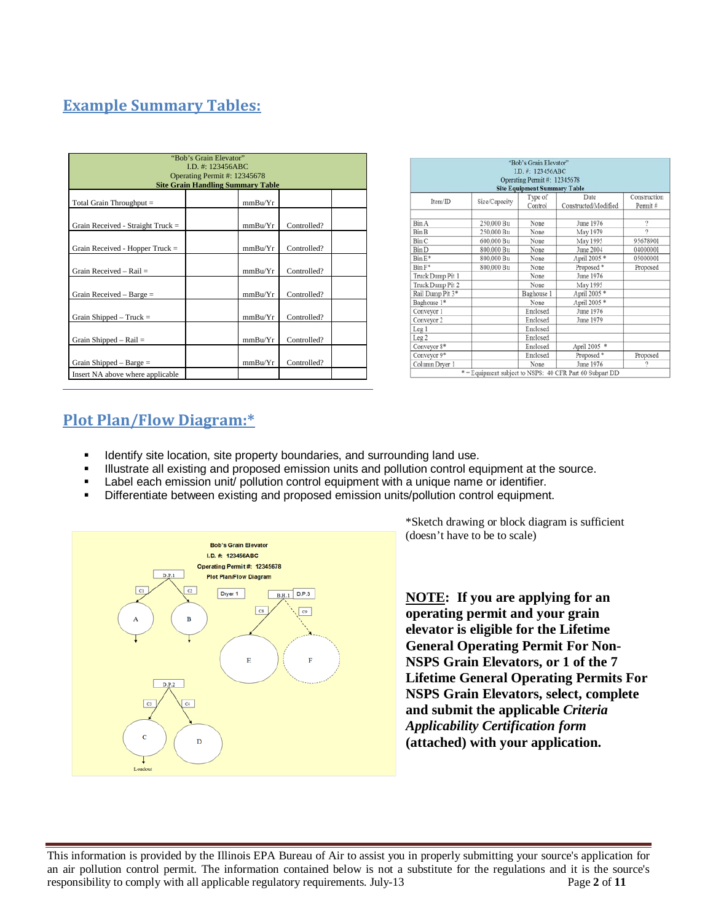## Example Summary Tables:

| "Bob's Grain Elevator" I.D. #: 123456ABC Operating Permit #: 12345678 **Site Grain Handling Summary Table** | | | | |
|---|---|---|---|---|
| Total Grain Throughput = | | mmBu/Yr | | |
| Grain Received - Straight Truck = | | mmBu/Yr | Controlled? | |
| Grain Received - Hopper Truck = | | mmBu/Yr | Controlled? | |
| Grain Received – Rail = | | mmBu/Yr | Controlled? | |
| Grain Received – Barge = | | mmBu/Yr | Controlled? | |
| Grain Shipped – Truck = | | mmBu/Yr | Controlled? | |
| Grain Shipped – Rail = | | mmBu/Yr | Controlled? | |
| Grain Shipped – Barge = | | mmBu/Yr | Controlled? | |
| Insert NA above where applicable | | | | |

| "Bob's Grain Elevator" I.D. #: 123456ABC Operating Permit #: 12345678 **Site Equipment Summary Table** | | | | |
|---|---|---|---|---|
| Item/ID | Size/Capacity | Type of Control | Date Constructed/Modified | Construction Permit # |
| Bin A | 250,000 Bu | None | June 1976 | ? |
| Bin B | 250,000 Bu | None | May 1979 | ? |
| Bin C | 600,000 Bu | None | May 1995 | 95678901 |
| Bin D | 800,000 Bu | None | June 2004 | 04000001 |
| Bin E* | 800,000 Bu | None | April 2005 * | 05000001 |
| Bin F* | 800,000 Bu | None | Proposed * | Proposed |
| Truck Dump Pit 1 | | None | June 1976 | |
| Truck Dump Pit 2 | | None | May 1995 | |
| Rail Dump Pit 3* | | Baghouse 1 | April 2005 * | |
| Baghouse 1* | | None | April 2005 * | |
| Conveyor 1 | | Enclosed | June 1976 | |
| Conveyor 2 | | Enclosed | June 1979 | |
| Leg 1 | | Enclosed | | |
| Leg 2 | | Enclosed | | |
| Conveyor 8* | | Enclosed | April 2005 * | |
| Conveyor 9* | | Enclosed | Proposed * | Proposed |
| Column Dryer 1 | | None | June 1976 | ? |
| * = Equipment subject to NSPS: 40 CFR Part 60 Subpart DD | | | | |

## Plot Plan/Flow Diagram:*

- Identify site location, site property boundaries, and surrounding land use.
- Illustrate all existing and proposed emission units and pollution control equipment at the source.
- Label each emission unit/ pollution control equipment with a unique name or identifier.
- Differentiate between existing and proposed emission units/pollution control equipment.

Bob's Grain Elevator
I.D. #: 123456ABC
Operating Permit #: 12345678
Plot Plan/Flow Diagram

*Sketch drawing or block diagram is sufficient (doesn't have to be to scale)

**NOTE: If you are applying for an operating permit and your grain elevator is eligible for the Lifetime General Operating Permit For Non-NSPS Grain Elevators, or 1 of the 7 Lifetime General Operating Permits For NSPS Grain Elevators, select, complete and submit the applicable *Criteria Applicability Certification form* (attached) with your application.**

This information is provided by the Illinois EPA Bureau of Air to assist you in properly submitting your source's application for an air pollution control permit. The information contained below is not a substitute for the regulations and it is the source's responsibility to comply with all applicable regulatory requirements. July-13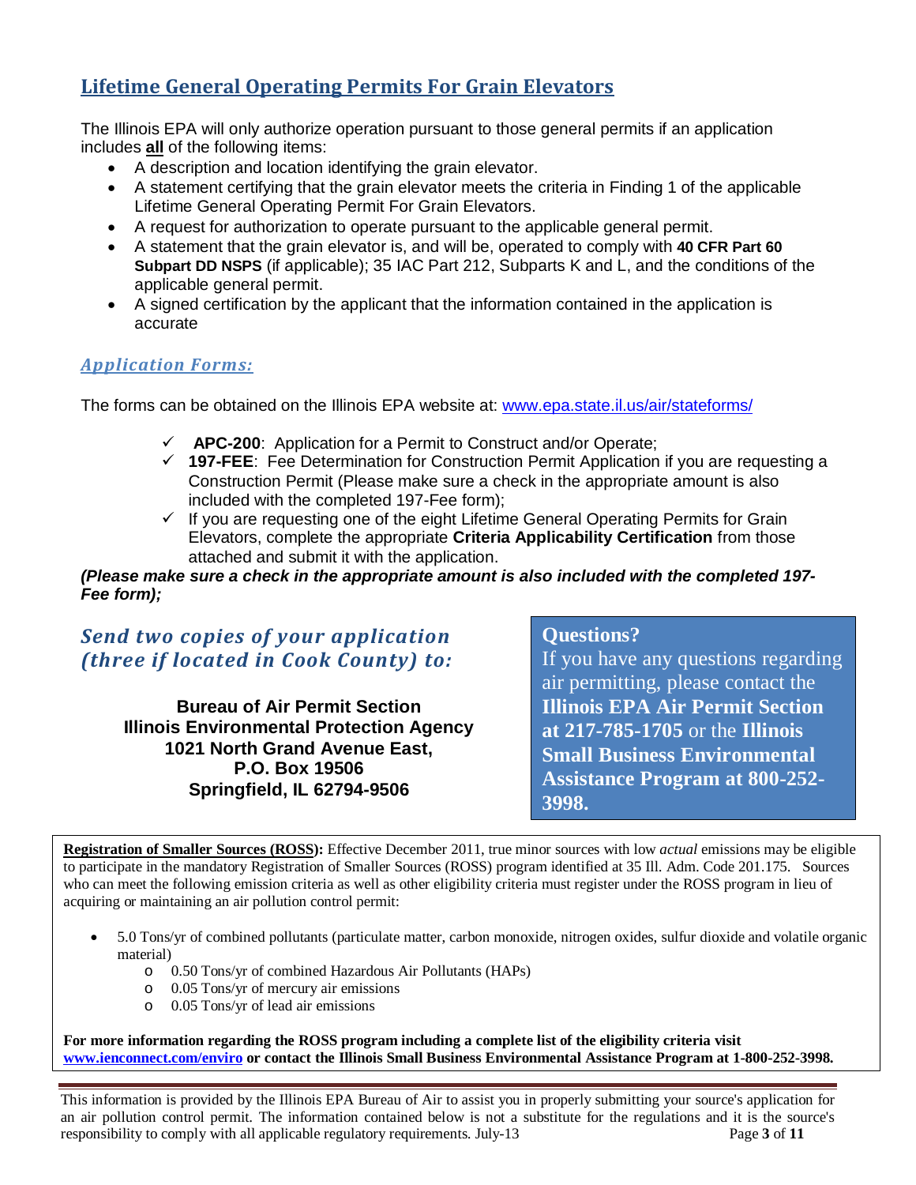## Lifetime General Operating Permits For Grain Elevators

The Illinois EPA will only authorize operation pursuant to those general permits if an application includes **all** of the following items:

- A description and location identifying the grain elevator.
- A statement certifying that the grain elevator meets the criteria in Finding 1 of the applicable Lifetime General Operating Permit For Grain Elevators.
- A request for authorization to operate pursuant to the applicable general permit.
- A statement that the grain elevator is, and will be, operated to comply with **40 CFR Part 60 Subpart DD NSPS** (if applicable); 35 IAC Part 212, Subparts K and L, and the conditions of the applicable general permit.
- A signed certification by the applicant that the information contained in the application is accurate

### *Application Forms:*

The forms can be obtained on the Illinois EPA website at: www.epa.state.il.us/air/stateforms/

- ✓ **APC-200**: Application for a Permit to Construct and/or Operate;
- ✓ **197-FEE**: Fee Determination for Construction Permit Application if you are requesting a Construction Permit (Please make sure a check in the appropriate amount is also included with the completed 197-Fee form);
- ✓ If you are requesting one of the eight Lifetime General Operating Permits for Grain Elevators, complete the appropriate **Criteria Applicability Certification** from those attached and submit it with the application.

***(Please make sure a check in the appropriate amount is also included with the completed 197-Fee form);***

### *Send two copies of your application (three if located in Cook County) to:*

**Bureau of Air Permit Section**
**Illinois Environmental Protection Agency**
**1021 North Grand Avenue East,**
**P.O. Box 19506**
**Springfield, IL 62794-9506**

**Questions?**
If you have any questions regarding air permitting, please contact the **Illinois EPA Air Permit Section at 217-785-1705** or the **Illinois Small Business Environmental Assistance Program at 800-252-3998.**

**Registration of Smaller Sources (ROSS):** Effective December 2011, true minor sources with low *actual* emissions may be eligible to participate in the mandatory Registration of Smaller Sources (ROSS) program identified at 35 Ill. Adm. Code 201.175. Sources who can meet the following emission criteria as well as other eligibility criteria must register under the ROSS program in lieu of acquiring or maintaining an air pollution control permit:

- 5.0 Tons/yr of combined pollutants (particulate matter, carbon monoxide, nitrogen oxides, sulfur dioxide and volatile organic material)
  - 0.50 Tons/yr of combined Hazardous Air Pollutants (HAPs)
  - 0.05 Tons/yr of mercury air emissions
  - 0.05 Tons/yr of lead air emissions

**For more information regarding the ROSS program including a complete list of the eligibility criteria visit www.ienconnect.com/enviro or contact the Illinois Small Business Environmental Assistance Program at 1-800-252-3998.**

This information is provided by the Illinois EPA Bureau of Air to assist you in properly submitting your source's application for an air pollution control permit. The information contained below is not a substitute for the regulations and it is the source's responsibility to comply with all applicable regulatory requirements. July-13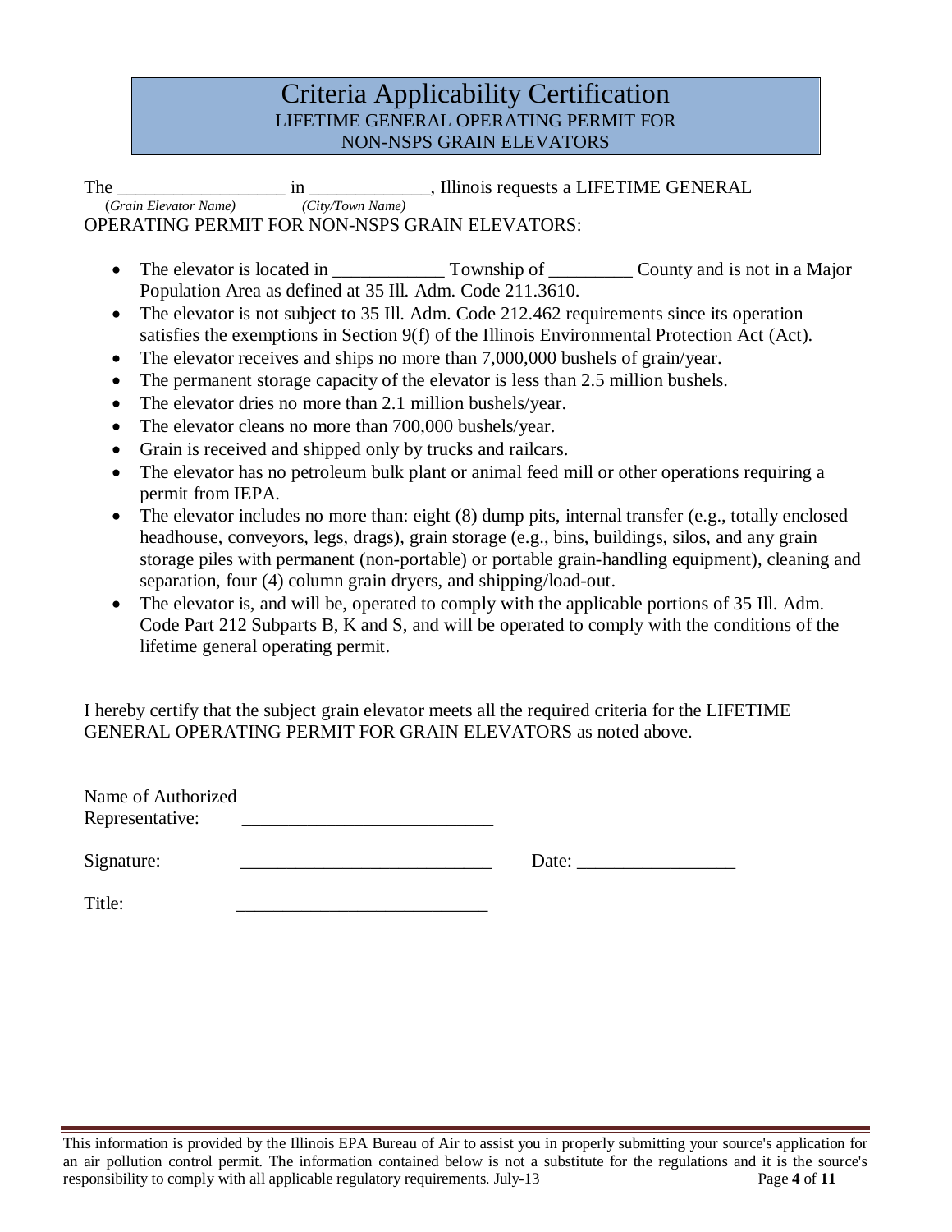# Criteria Applicability Certification

LIFETIME GENERAL OPERATING PERMIT FOR
NON-NSPS GRAIN ELEVATORS

The __________________ in _____________, Illinois requests a LIFETIME GENERAL
(*Grain Elevator Name*) (*City/Town Name*)
OPERATING PERMIT FOR NON-NSPS GRAIN ELEVATORS:

- The elevator is located in ____________ Township of _________ County and is not in a Major Population Area as defined at 35 Ill. Adm. Code 211.3610.
- The elevator is not subject to 35 Ill. Adm. Code 212.462 requirements since its operation satisfies the exemptions in Section 9(f) of the Illinois Environmental Protection Act (Act).
- The elevator receives and ships no more than 7,000,000 bushels of grain/year.
- The permanent storage capacity of the elevator is less than 2.5 million bushels.
- The elevator dries no more than 2.1 million bushels/year.
- The elevator cleans no more than 700,000 bushels/year.
- Grain is received and shipped only by trucks and railcars.
- The elevator has no petroleum bulk plant or animal feed mill or other operations requiring a permit from IEPA.
- The elevator includes no more than: eight (8) dump pits, internal transfer (e.g., totally enclosed headhouse, conveyors, legs, drags), grain storage (e.g., bins, buildings, silos, and any grain storage piles with permanent (non-portable) or portable grain-handling equipment), cleaning and separation, four (4) column grain dryers, and shipping/load-out.
- The elevator is, and will be, operated to comply with the applicable portions of 35 Ill. Adm. Code Part 212 Subparts B, K and S, and will be operated to comply with the conditions of the lifetime general operating permit.

I hereby certify that the subject grain elevator meets all the required criteria for the LIFETIME GENERAL OPERATING PERMIT FOR GRAIN ELEVATORS as noted above.

Name of Authorized Representative: ___________________________

Signature: ___________________________ Date: _________________

Title: ___________________________

This information is provided by the Illinois EPA Bureau of Air to assist you in properly submitting your source's application for an air pollution control permit. The information contained below is not a substitute for the regulations and it is the source's responsibility to comply with all applicable regulatory requirements. July-13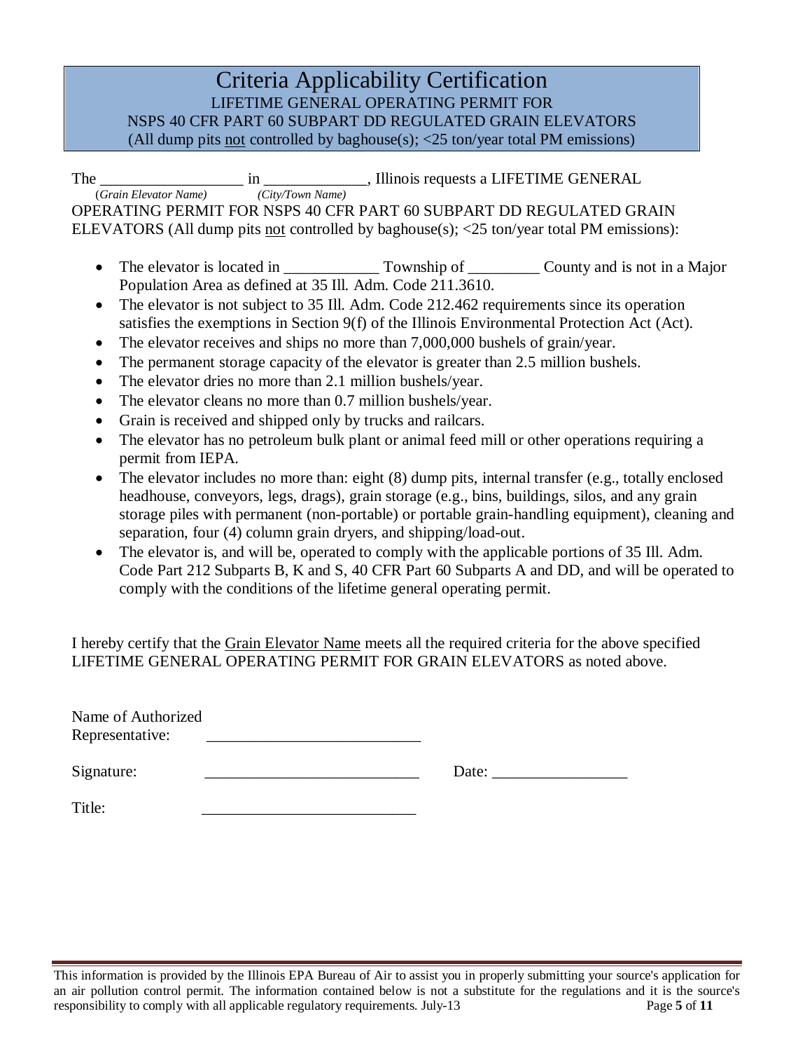# Criteria Applicability Certification

LIFETIME GENERAL OPERATING PERMIT FOR
NSPS 40 CFR PART 60 SUBPART DD REGULATED GRAIN ELEVATORS
(All dump pits not controlled by baghouse(s); <25 ton/year total PM emissions)

The __________________ in _____________, Illinois requests a LIFETIME GENERAL
(*Grain Elevator Name*) (*City/Town Name*)
OPERATING PERMIT FOR NSPS 40 CFR PART 60 SUBPART DD REGULATED GRAIN ELEVATORS (All dump pits not controlled by baghouse(s); <25 ton/year total PM emissions):

- The elevator is located in ____________ Township of _________ County and is not in a Major Population Area as defined at 35 Ill. Adm. Code 211.3610.
- The elevator is not subject to 35 Ill. Adm. Code 212.462 requirements since its operation satisfies the exemptions in Section 9(f) of the Illinois Environmental Protection Act (Act).
- The elevator receives and ships no more than 7,000,000 bushels of grain/year.
- The permanent storage capacity of the elevator is greater than 2.5 million bushels.
- The elevator dries no more than 2.1 million bushels/year.
- The elevator cleans no more than 0.7 million bushels/year.
- Grain is received and shipped only by trucks and railcars.
- The elevator has no petroleum bulk plant or animal feed mill or other operations requiring a permit from IEPA.
- The elevator includes no more than: eight (8) dump pits, internal transfer (e.g., totally enclosed headhouse, conveyors, legs, drags), grain storage (e.g., bins, buildings, silos, and any grain storage piles with permanent (non-portable) or portable grain-handling equipment), cleaning and separation, four (4) column grain dryers, and shipping/load-out.
- The elevator is, and will be, operated to comply with the applicable portions of 35 Ill. Adm. Code Part 212 Subparts B, K and S, 40 CFR Part 60 Subparts A and DD, and will be operated to comply with the conditions of the lifetime general operating permit.

I hereby certify that the Grain Elevator Name meets all the required criteria for the above specified LIFETIME GENERAL OPERATING PERMIT FOR GRAIN ELEVATORS as noted above.

Name of Authorized Representative: ___________________________

Signature: ___________________________ Date: _________________

Title: ___________________________

This information is provided by the Illinois EPA Bureau of Air to assist you in properly submitting your source's application for an air pollution control permit. The information contained below is not a substitute for the regulations and it is the source's responsibility to comply with all applicable regulatory requirements. July-13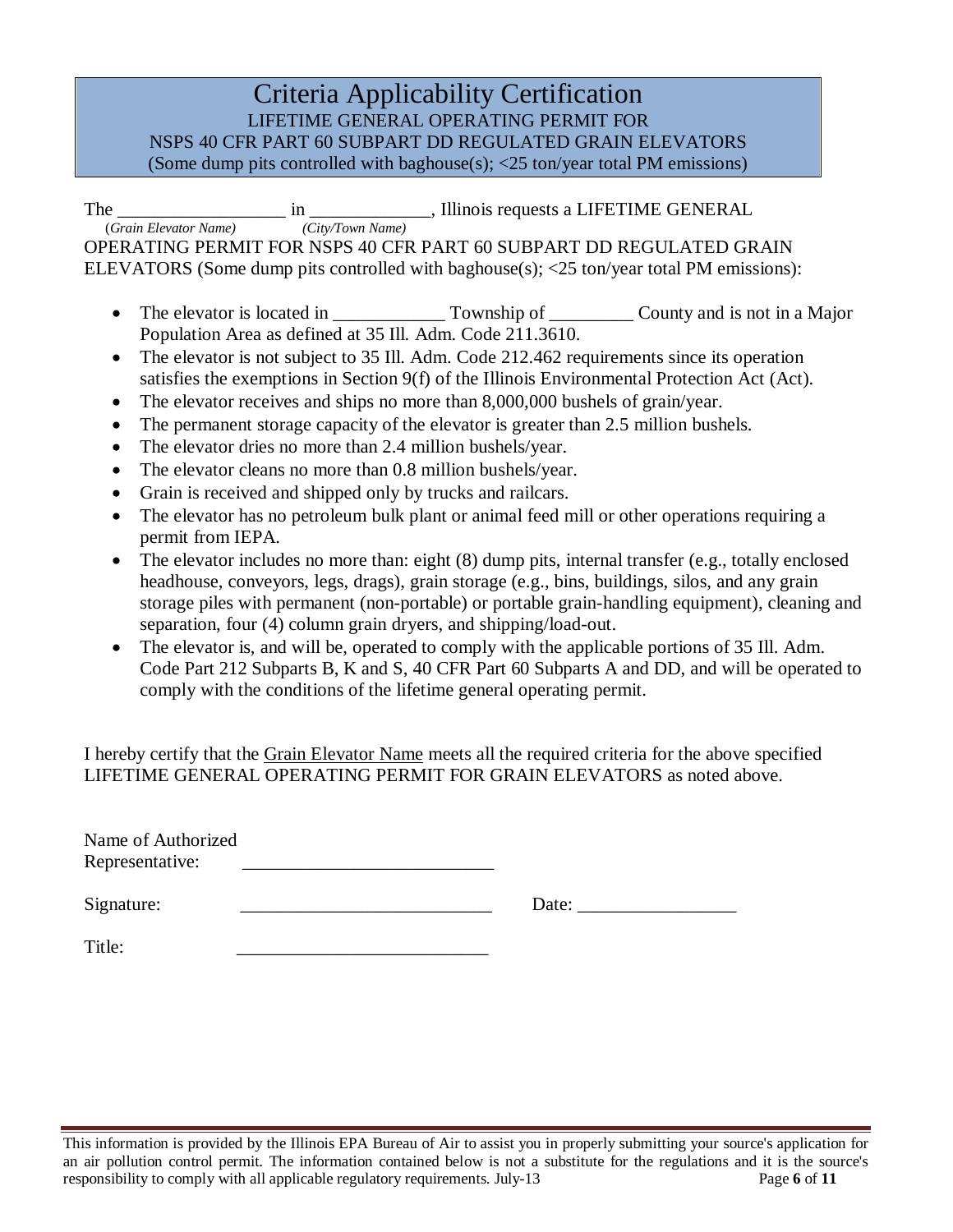# Criteria Applicability Certification

LIFETIME GENERAL OPERATING PERMIT FOR
NSPS 40 CFR PART 60 SUBPART DD REGULATED GRAIN ELEVATORS
(Some dump pits controlled with baghouse(s); <25 ton/year total PM emissions)

The __________________ in _____________, Illinois requests a LIFETIME GENERAL
(*Grain Elevator Name*) (*City/Town Name*)
OPERATING PERMIT FOR NSPS 40 CFR PART 60 SUBPART DD REGULATED GRAIN ELEVATORS (Some dump pits controlled with baghouse(s); <25 ton/year total PM emissions):

- The elevator is located in ____________ Township of _________ County and is not in a Major Population Area as defined at 35 Ill. Adm. Code 211.3610.
- The elevator is not subject to 35 Ill. Adm. Code 212.462 requirements since its operation satisfies the exemptions in Section 9(f) of the Illinois Environmental Protection Act (Act).
- The elevator receives and ships no more than 8,000,000 bushels of grain/year.
- The permanent storage capacity of the elevator is greater than 2.5 million bushels.
- The elevator dries no more than 2.4 million bushels/year.
- The elevator cleans no more than 0.8 million bushels/year.
- Grain is received and shipped only by trucks and railcars.
- The elevator has no petroleum bulk plant or animal feed mill or other operations requiring a permit from IEPA.
- The elevator includes no more than: eight (8) dump pits, internal transfer (e.g., totally enclosed headhouse, conveyors, legs, drags), grain storage (e.g., bins, buildings, silos, and any grain storage piles with permanent (non-portable) or portable grain-handling equipment), cleaning and separation, four (4) column grain dryers, and shipping/load-out.
- The elevator is, and will be, operated to comply with the applicable portions of 35 Ill. Adm. Code Part 212 Subparts B, K and S, 40 CFR Part 60 Subparts A and DD, and will be operated to comply with the conditions of the lifetime general operating permit.

I hereby certify that the Grain Elevator Name meets all the required criteria for the above specified LIFETIME GENERAL OPERATING PERMIT FOR GRAIN ELEVATORS as noted above.

Name of Authorized Representative: ___________________________

Signature: ___________________________ Date: _________________

Title: ___________________________

This information is provided by the Illinois EPA Bureau of Air to assist you in properly submitting your source's application for an air pollution control permit. The information contained below is not a substitute for the regulations and it is the source's responsibility to comply with all applicable regulatory requirements. July-13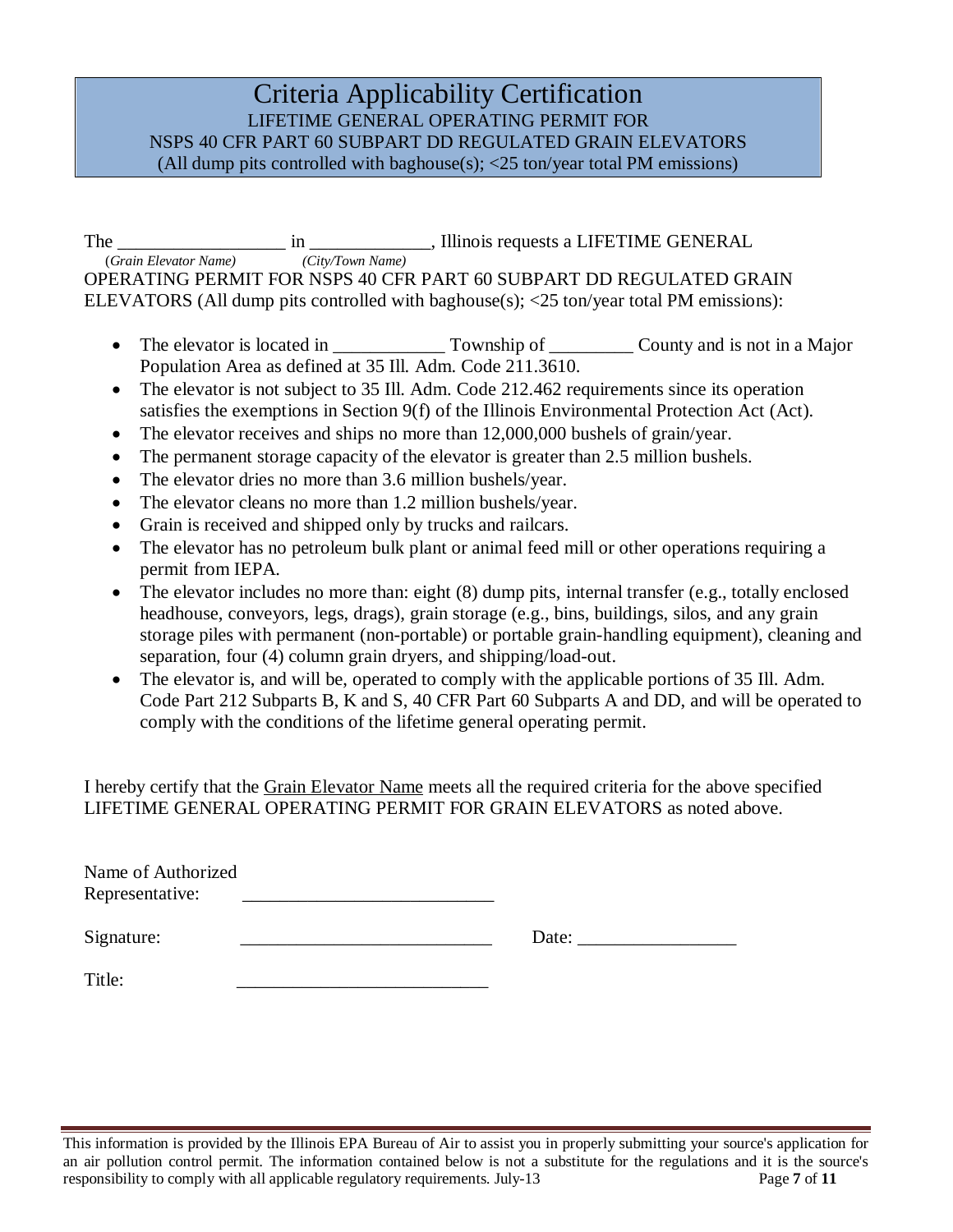# Criteria Applicability Certification

LIFETIME GENERAL OPERATING PERMIT FOR
NSPS 40 CFR PART 60 SUBPART DD REGULATED GRAIN ELEVATORS
(All dump pits controlled with baghouse(s); <25 ton/year total PM emissions)

The __________________ in _____________, Illinois requests a LIFETIME GENERAL
(*Grain Elevator Name*) (*City/Town Name*)
OPERATING PERMIT FOR NSPS 40 CFR PART 60 SUBPART DD REGULATED GRAIN ELEVATORS (All dump pits controlled with baghouse(s); <25 ton/year total PM emissions):

- The elevator is located in ____________ Township of _________ County and is not in a Major Population Area as defined at 35 Ill. Adm. Code 211.3610.
- The elevator is not subject to 35 Ill. Adm. Code 212.462 requirements since its operation satisfies the exemptions in Section 9(f) of the Illinois Environmental Protection Act (Act).
- The elevator receives and ships no more than 12,000,000 bushels of grain/year.
- The permanent storage capacity of the elevator is greater than 2.5 million bushels.
- The elevator dries no more than 3.6 million bushels/year.
- The elevator cleans no more than 1.2 million bushels/year.
- Grain is received and shipped only by trucks and railcars.
- The elevator has no petroleum bulk plant or animal feed mill or other operations requiring a permit from IEPA.
- The elevator includes no more than: eight (8) dump pits, internal transfer (e.g., totally enclosed headhouse, conveyors, legs, drags), grain storage (e.g., bins, buildings, silos, and any grain storage piles with permanent (non-portable) or portable grain-handling equipment), cleaning and separation, four (4) column grain dryers, and shipping/load-out.
- The elevator is, and will be, operated to comply with the applicable portions of 35 Ill. Adm. Code Part 212 Subparts B, K and S, 40 CFR Part 60 Subparts A and DD, and will be operated to comply with the conditions of the lifetime general operating permit.

I hereby certify that the Grain Elevator Name meets all the required criteria for the above specified LIFETIME GENERAL OPERATING PERMIT FOR GRAIN ELEVATORS as noted above.

Name of Authorized Representative: ___________________________

Signature: ___________________________ Date: _________________

Title: ___________________________

This information is provided by the Illinois EPA Bureau of Air to assist you in properly submitting your source's application for an air pollution control permit. The information contained below is not a substitute for the regulations and it is the source's responsibility to comply with all applicable regulatory requirements. July-13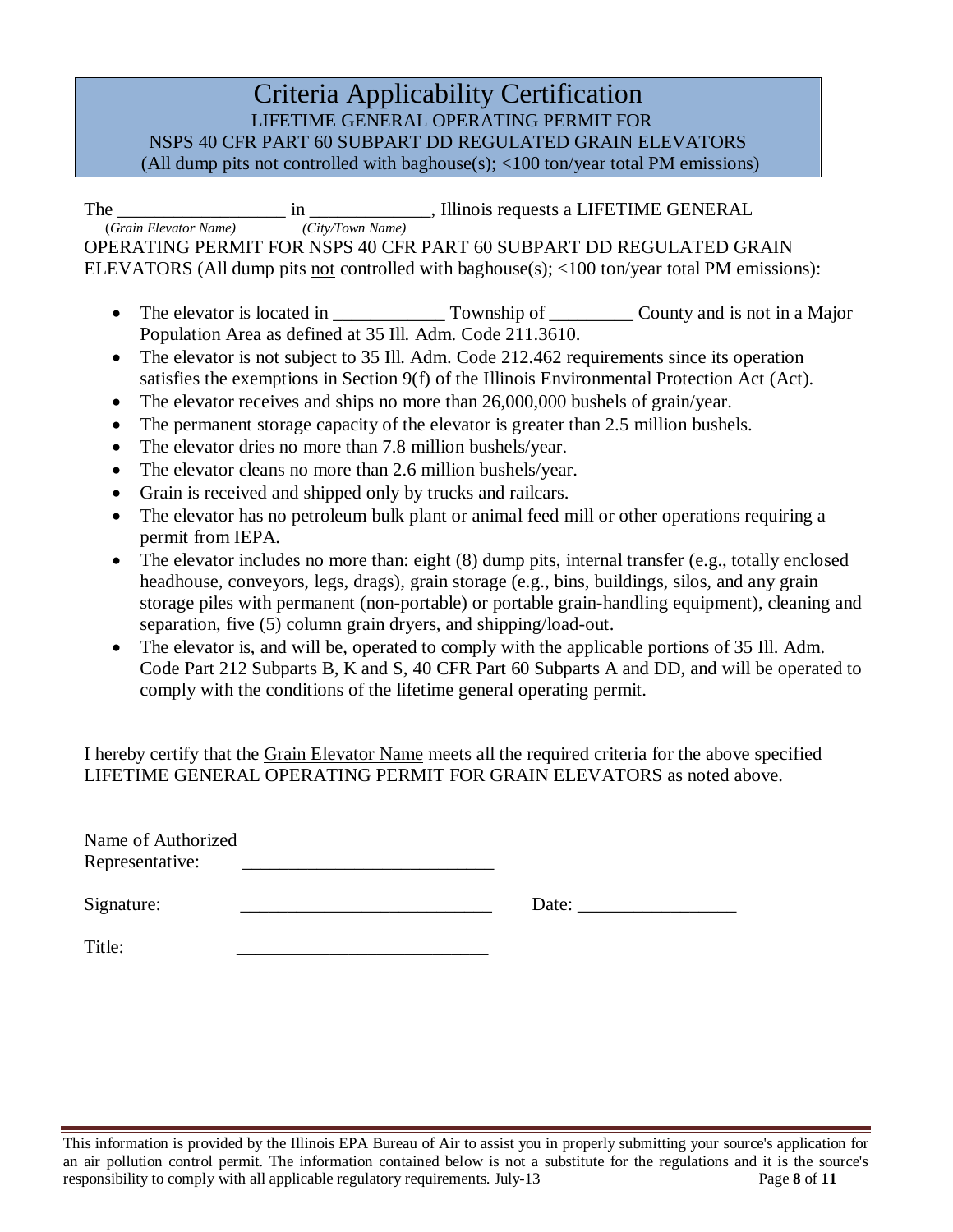# Criteria Applicability Certification

LIFETIME GENERAL OPERATING PERMIT FOR
NSPS 40 CFR PART 60 SUBPART DD REGULATED GRAIN ELEVATORS
(All dump pits <u>not</u> controlled with baghouse(s); <100 ton/year total PM emissions)

The __________________ in _____________, Illinois requests a LIFETIME GENERAL
(*Grain Elevator Name*) (*City/Town Name*)
OPERATING PERMIT FOR NSPS 40 CFR PART 60 SUBPART DD REGULATED GRAIN ELEVATORS (All dump pits <u>not</u> controlled with baghouse(s); <100 ton/year total PM emissions):

- The elevator is located in ____________ Township of _________ County and is not in a Major Population Area as defined at 35 Ill. Adm. Code 211.3610.
- The elevator is not subject to 35 Ill. Adm. Code 212.462 requirements since its operation satisfies the exemptions in Section 9(f) of the Illinois Environmental Protection Act (Act).
- The elevator receives and ships no more than 26,000,000 bushels of grain/year.
- The permanent storage capacity of the elevator is greater than 2.5 million bushels.
- The elevator dries no more than 7.8 million bushels/year.
- The elevator cleans no more than 2.6 million bushels/year.
- Grain is received and shipped only by trucks and railcars.
- The elevator has no petroleum bulk plant or animal feed mill or other operations requiring a permit from IEPA.
- The elevator includes no more than: eight (8) dump pits, internal transfer (e.g., totally enclosed headhouse, conveyors, legs, drags), grain storage (e.g., bins, buildings, silos, and any grain storage piles with permanent (non-portable) or portable grain-handling equipment), cleaning and separation, five (5) column grain dryers, and shipping/load-out.
- The elevator is, and will be, operated to comply with the applicable portions of 35 Ill. Adm. Code Part 212 Subparts B, K and S, 40 CFR Part 60 Subparts A and DD, and will be operated to comply with the conditions of the lifetime general operating permit.

I hereby certify that the <u>Grain Elevator Name</u> meets all the required criteria for the above specified LIFETIME GENERAL OPERATING PERMIT FOR GRAIN ELEVATORS as noted above.

Name of Authorized Representative: ___________________________

Signature: ___________________________ Date: _________________

Title: ___________________________

This information is provided by the Illinois EPA Bureau of Air to assist you in properly submitting your source's application for an air pollution control permit. The information contained below is not a substitute for the regulations and it is the source's responsibility to comply with all applicable regulatory requirements. July-13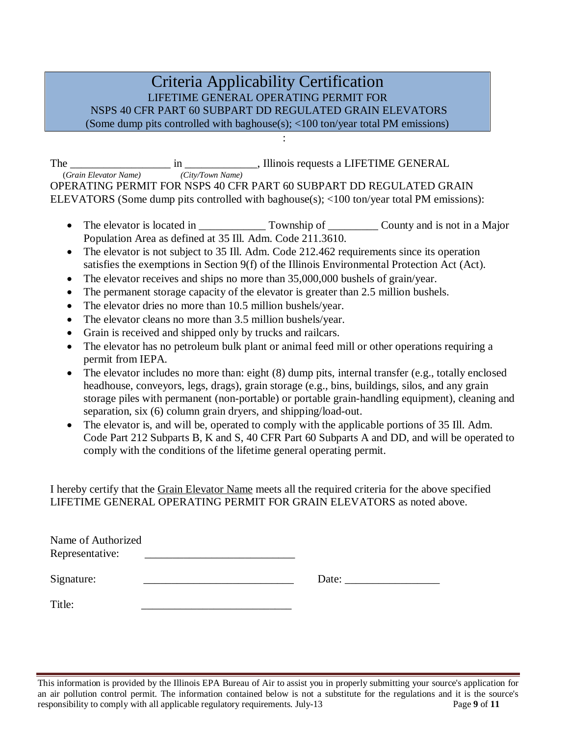# Criteria Applicability Certification

LIFETIME GENERAL OPERATING PERMIT FOR
NSPS 40 CFR PART 60 SUBPART DD REGULATED GRAIN ELEVATORS
(Some dump pits controlled with baghouse(s); <100 ton/year total PM emissions)

:

The __________________ in _____________, Illinois requests a LIFETIME GENERAL
*(Grain Elevator Name)* *(City/Town Name)*
OPERATING PERMIT FOR NSPS 40 CFR PART 60 SUBPART DD REGULATED GRAIN ELEVATORS (Some dump pits controlled with baghouse(s); <100 ton/year total PM emissions):

- The elevator is located in ____________ Township of _________ County and is not in a Major Population Area as defined at 35 Ill. Adm. Code 211.3610.
- The elevator is not subject to 35 Ill. Adm. Code 212.462 requirements since its operation satisfies the exemptions in Section 9(f) of the Illinois Environmental Protection Act (Act).
- The elevator receives and ships no more than 35,000,000 bushels of grain/year.
- The permanent storage capacity of the elevator is greater than 2.5 million bushels.
- The elevator dries no more than 10.5 million bushels/year.
- The elevator cleans no more than 3.5 million bushels/year.
- Grain is received and shipped only by trucks and railcars.
- The elevator has no petroleum bulk plant or animal feed mill or other operations requiring a permit from IEPA.
- The elevator includes no more than: eight (8) dump pits, internal transfer (e.g., totally enclosed headhouse, conveyors, legs, drags), grain storage (e.g., bins, buildings, silos, and any grain storage piles with permanent (non-portable) or portable grain-handling equipment), cleaning and separation, six (6) column grain dryers, and shipping/load-out.
- The elevator is, and will be, operated to comply with the applicable portions of 35 Ill. Adm. Code Part 212 Subparts B, K and S, 40 CFR Part 60 Subparts A and DD, and will be operated to comply with the conditions of the lifetime general operating permit.

I hereby certify that the Grain Elevator Name meets all the required criteria for the above specified LIFETIME GENERAL OPERATING PERMIT FOR GRAIN ELEVATORS as noted above.

Name of Authorized Representative: ___________________________

Signature: ___________________________ Date: _________________

Title: ___________________________

This information is provided by the Illinois EPA Bureau of Air to assist you in properly submitting your source's application for an air pollution control permit. The information contained below is not a substitute for the regulations and it is the source's responsibility to comply with all applicable regulatory requirements. July-13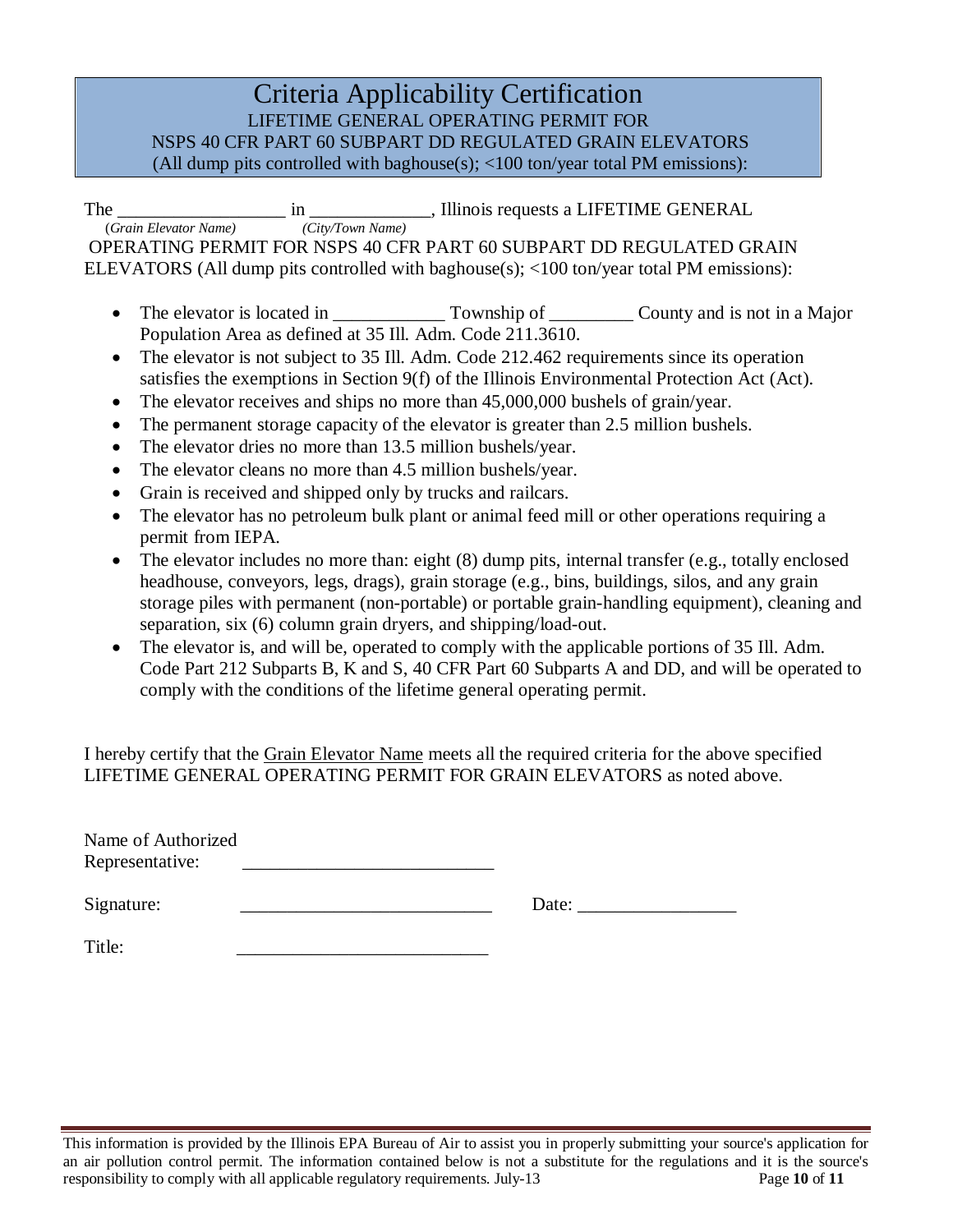# Criteria Applicability Certification

LIFETIME GENERAL OPERATING PERMIT FOR
NSPS 40 CFR PART 60 SUBPART DD REGULATED GRAIN ELEVATORS
(All dump pits controlled with baghouse(s); <100 ton/year total PM emissions):

The __________________ in _____________, Illinois requests a LIFETIME GENERAL
(*Grain Elevator Name*) (*City/Town Name*)
OPERATING PERMIT FOR NSPS 40 CFR PART 60 SUBPART DD REGULATED GRAIN ELEVATORS (All dump pits controlled with baghouse(s); <100 ton/year total PM emissions):

- The elevator is located in ____________ Township of _________ County and is not in a Major Population Area as defined at 35 Ill. Adm. Code 211.3610.
- The elevator is not subject to 35 Ill. Adm. Code 212.462 requirements since its operation satisfies the exemptions in Section 9(f) of the Illinois Environmental Protection Act (Act).
- The elevator receives and ships no more than 45,000,000 bushels of grain/year.
- The permanent storage capacity of the elevator is greater than 2.5 million bushels.
- The elevator dries no more than 13.5 million bushels/year.
- The elevator cleans no more than 4.5 million bushels/year.
- Grain is received and shipped only by trucks and railcars.
- The elevator has no petroleum bulk plant or animal feed mill or other operations requiring a permit from IEPA.
- The elevator includes no more than: eight (8) dump pits, internal transfer (e.g., totally enclosed headhouse, conveyors, legs, drags), grain storage (e.g., bins, buildings, silos, and any grain storage piles with permanent (non-portable) or portable grain-handling equipment), cleaning and separation, six (6) column grain dryers, and shipping/load-out.
- The elevator is, and will be, operated to comply with the applicable portions of 35 Ill. Adm. Code Part 212 Subparts B, K and S, 40 CFR Part 60 Subparts A and DD, and will be operated to comply with the conditions of the lifetime general operating permit.

I hereby certify that the Grain Elevator Name meets all the required criteria for the above specified LIFETIME GENERAL OPERATING PERMIT FOR GRAIN ELEVATORS as noted above.

Name of Authorized Representative: ___________________________

Signature: ___________________________ Date: _________________

Title: ___________________________

This information is provided by the Illinois EPA Bureau of Air to assist you in properly submitting your source's application for an air pollution control permit. The information contained below is not a substitute for the regulations and it is the source's responsibility to comply with all applicable regulatory requirements. July-13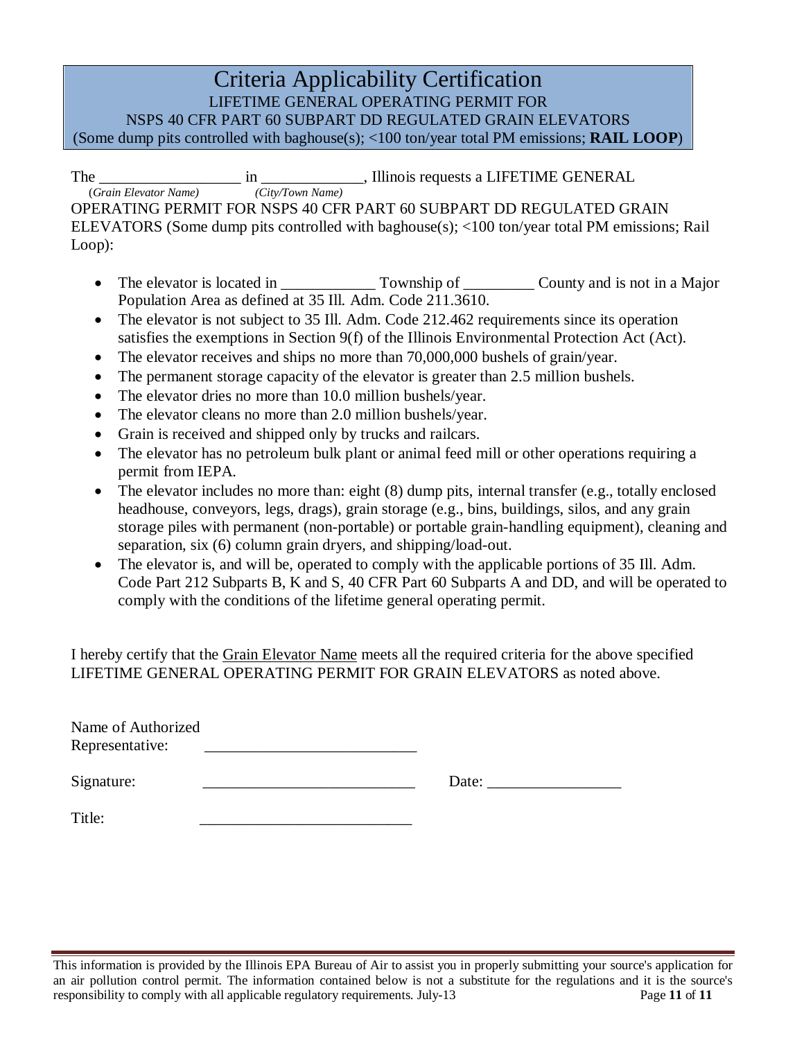# Criteria Applicability Certification

LIFETIME GENERAL OPERATING PERMIT FOR
NSPS 40 CFR PART 60 SUBPART DD REGULATED GRAIN ELEVATORS
(Some dump pits controlled with baghouse(s); <100 ton/year total PM emissions; **RAIL LOOP**)

The __________________ in _____________, Illinois requests a LIFETIME GENERAL
(*Grain Elevator Name*) (*City/Town Name*)
OPERATING PERMIT FOR NSPS 40 CFR PART 60 SUBPART DD REGULATED GRAIN ELEVATORS (Some dump pits controlled with baghouse(s); <100 ton/year total PM emissions; Rail Loop):

- The elevator is located in ____________ Township of _________ County and is not in a Major Population Area as defined at 35 Ill. Adm. Code 211.3610.
- The elevator is not subject to 35 Ill. Adm. Code 212.462 requirements since its operation satisfies the exemptions in Section 9(f) of the Illinois Environmental Protection Act (Act).
- The elevator receives and ships no more than 70,000,000 bushels of grain/year.
- The permanent storage capacity of the elevator is greater than 2.5 million bushels.
- The elevator dries no more than 10.0 million bushels/year.
- The elevator cleans no more than 2.0 million bushels/year.
- Grain is received and shipped only by trucks and railcars.
- The elevator has no petroleum bulk plant or animal feed mill or other operations requiring a permit from IEPA.
- The elevator includes no more than: eight (8) dump pits, internal transfer (e.g., totally enclosed headhouse, conveyors, legs, drags), grain storage (e.g., bins, buildings, silos, and any grain storage piles with permanent (non-portable) or portable grain-handling equipment), cleaning and separation, six (6) column grain dryers, and shipping/load-out.
- The elevator is, and will be, operated to comply with the applicable portions of 35 Ill. Adm. Code Part 212 Subparts B, K and S, 40 CFR Part 60 Subparts A and DD, and will be operated to comply with the conditions of the lifetime general operating permit.

I hereby certify that the Grain Elevator Name meets all the required criteria for the above specified LIFETIME GENERAL OPERATING PERMIT FOR GRAIN ELEVATORS as noted above.

Name of Authorized Representative: ___________________________

Signature: ___________________________ Date: _________________

Title: ___________________________

This information is provided by the Illinois EPA Bureau of Air to assist you in properly submitting your source's application for an air pollution control permit. The information contained below is not a substitute for the regulations and it is the source's responsibility to comply with all applicable regulatory requirements. July-13